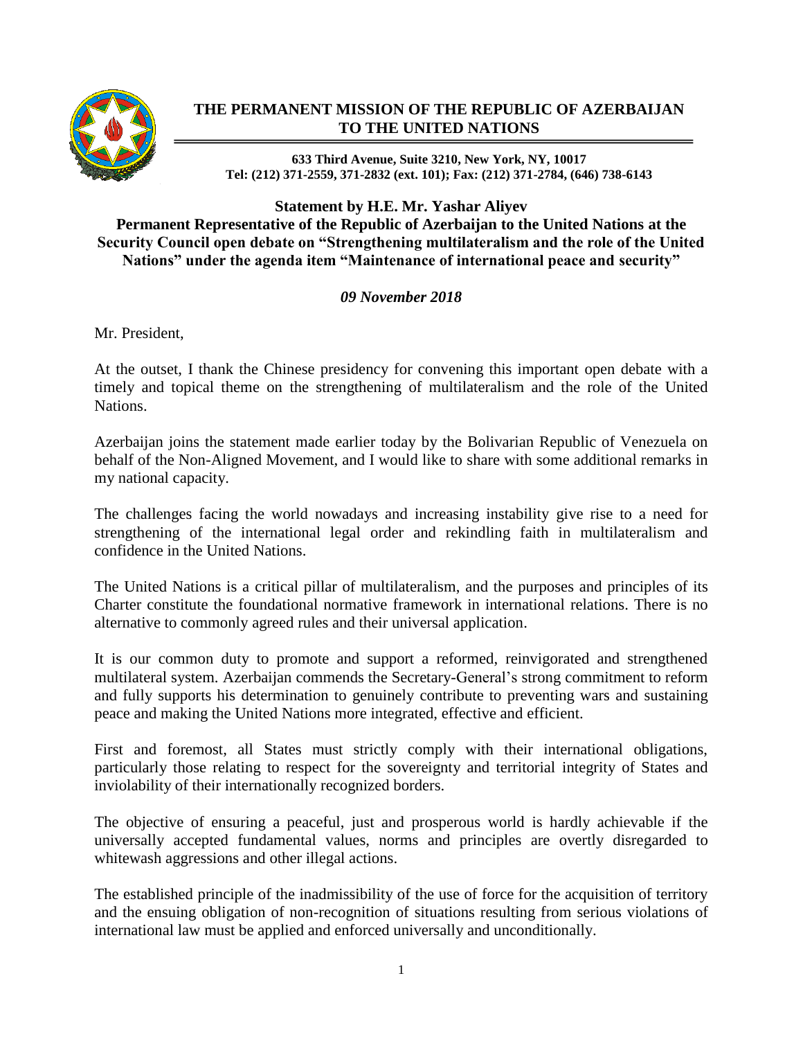# THE PERMANENT MISSION OF THE REPUBLIC OF AZERBAIJAN TO THE UNITED NATIONS

**633 Third Avenue, Suite 3210, New York, NY, 10017**
**Tel: (212) 371-2559, 371-2832 (ext. 101); Fax: (212) 371-2784, (646) 738-6143**

## Statement by H.E. Mr. Yashar Aliyev
## Permanent Representative of the Republic of Azerbaijan to the United Nations at the Security Council open debate on "Strengthening multilateralism and the role of the United Nations" under the agenda item "Maintenance of international peace and security"

***09 November 2018***

Mr. President,

At the outset, I thank the Chinese presidency for convening this important open debate with a timely and topical theme on the strengthening of multilateralism and the role of the United Nations.

Azerbaijan joins the statement made earlier today by the Bolivarian Republic of Venezuela on behalf of the Non-Aligned Movement, and I would like to share with some additional remarks in my national capacity.

The challenges facing the world nowadays and increasing instability give rise to a need for strengthening of the international legal order and rekindling faith in multilateralism and confidence in the United Nations.

The United Nations is a critical pillar of multilateralism, and the purposes and principles of its Charter constitute the foundational normative framework in international relations. There is no alternative to commonly agreed rules and their universal application.

It is our common duty to promote and support a reformed, reinvigorated and strengthened multilateral system. Azerbaijan commends the Secretary-General's strong commitment to reform and fully supports his determination to genuinely contribute to preventing wars and sustaining peace and making the United Nations more integrated, effective and efficient.

First and foremost, all States must strictly comply with their international obligations, particularly those relating to respect for the sovereignty and territorial integrity of States and inviolability of their internationally recognized borders.

The objective of ensuring a peaceful, just and prosperous world is hardly achievable if the universally accepted fundamental values, norms and principles are overtly disregarded to whitewash aggressions and other illegal actions.

The established principle of the inadmissibility of the use of force for the acquisition of territory and the ensuing obligation of non-recognition of situations resulting from serious violations of international law must be applied and enforced universally and unconditionally.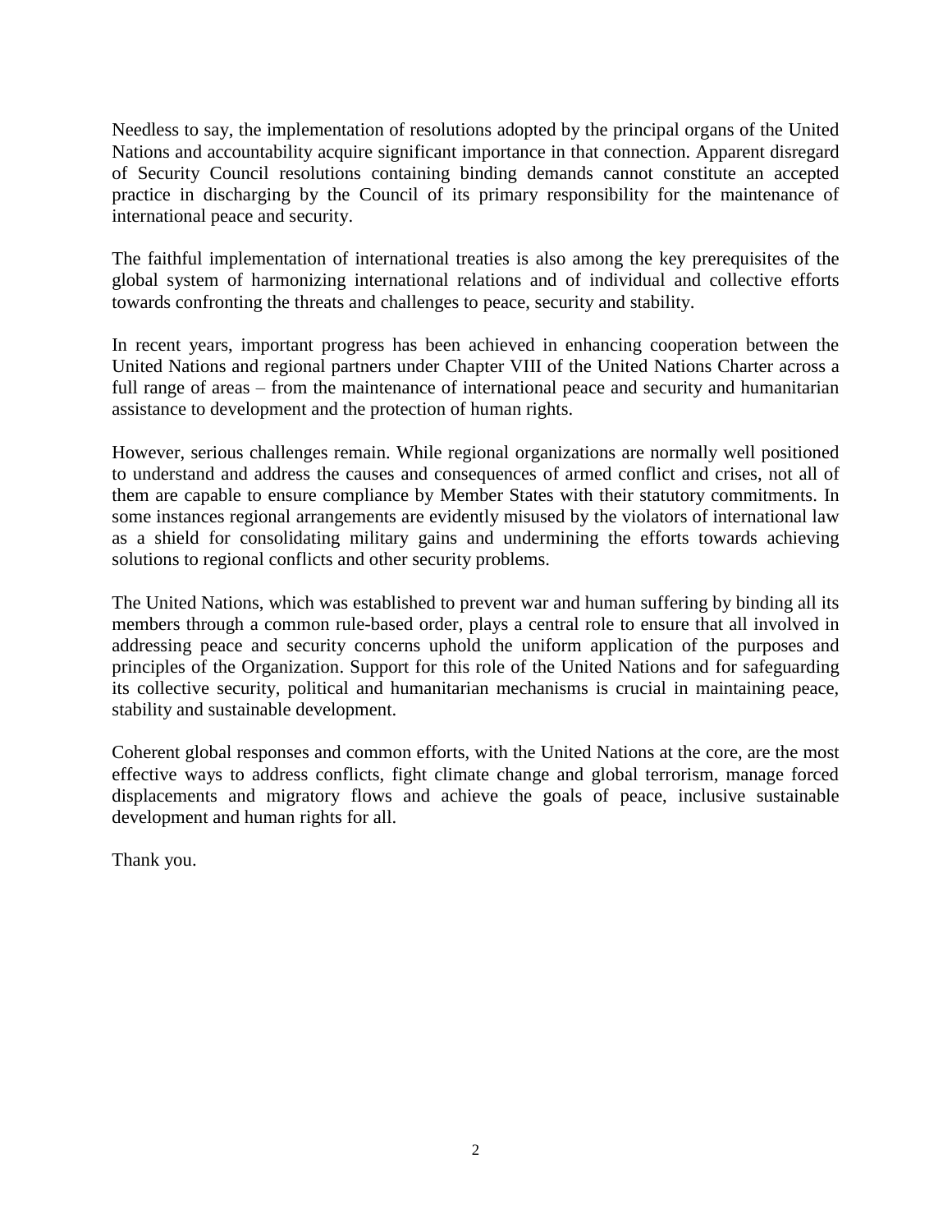Needless to say, the implementation of resolutions adopted by the principal organs of the United Nations and accountability acquire significant importance in that connection. Apparent disregard of Security Council resolutions containing binding demands cannot constitute an accepted practice in discharging by the Council of its primary responsibility for the maintenance of international peace and security.

The faithful implementation of international treaties is also among the key prerequisites of the global system of harmonizing international relations and of individual and collective efforts towards confronting the threats and challenges to peace, security and stability.

In recent years, important progress has been achieved in enhancing cooperation between the United Nations and regional partners under Chapter VIII of the United Nations Charter across a full range of areas – from the maintenance of international peace and security and humanitarian assistance to development and the protection of human rights.

However, serious challenges remain. While regional organizations are normally well positioned to understand and address the causes and consequences of armed conflict and crises, not all of them are capable to ensure compliance by Member States with their statutory commitments. In some instances regional arrangements are evidently misused by the violators of international law as a shield for consolidating military gains and undermining the efforts towards achieving solutions to regional conflicts and other security problems.

The United Nations, which was established to prevent war and human suffering by binding all its members through a common rule-based order, plays a central role to ensure that all involved in addressing peace and security concerns uphold the uniform application of the purposes and principles of the Organization. Support for this role of the United Nations and for safeguarding its collective security, political and humanitarian mechanisms is crucial in maintaining peace, stability and sustainable development.

Coherent global responses and common efforts, with the United Nations at the core, are the most effective ways to address conflicts, fight climate change and global terrorism, manage forced displacements and migratory flows and achieve the goals of peace, inclusive sustainable development and human rights for all.

Thank you.